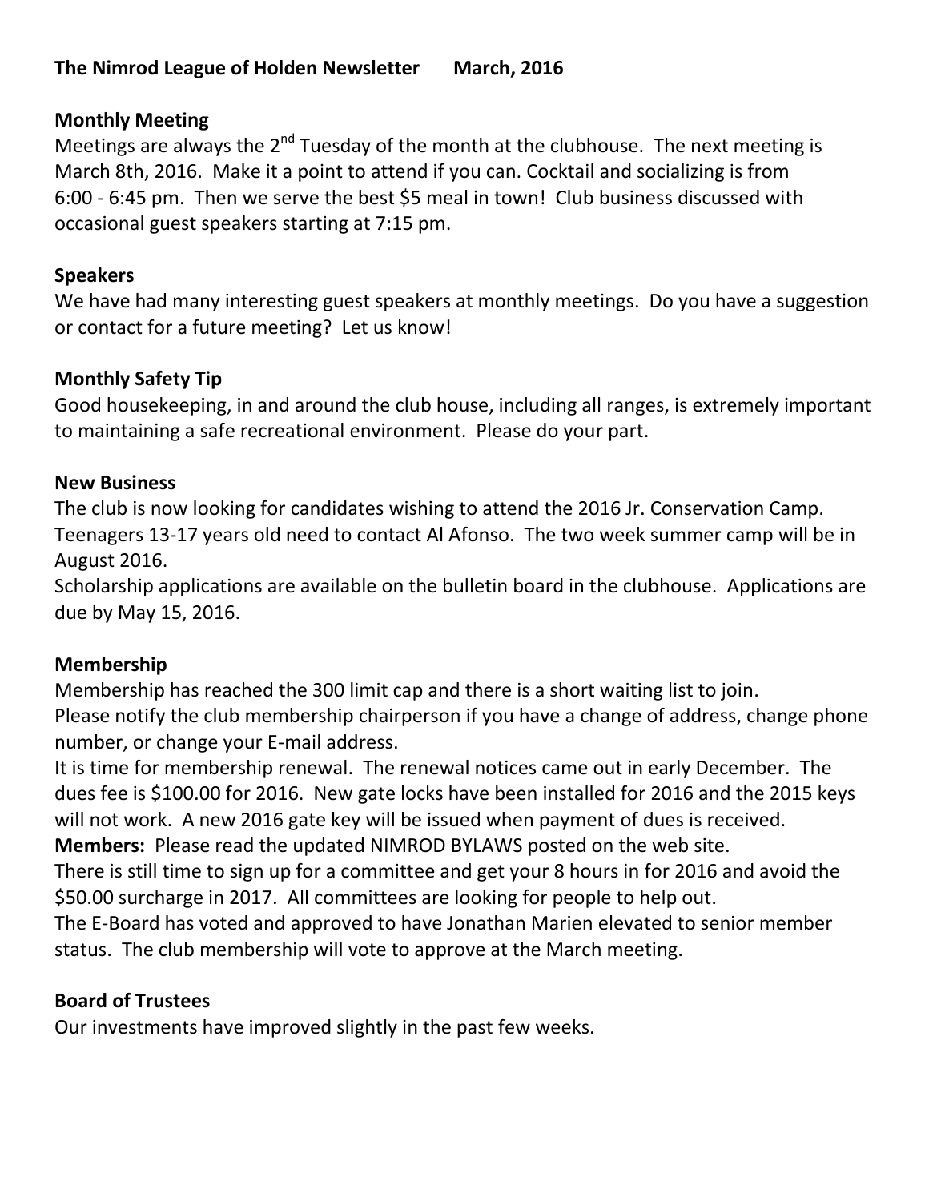# The Nimrod League of Holden Newsletter March, 2016

## Monthly Meeting

Meetings are always the 2nd Tuesday of the month at the clubhouse. The next meeting is March 8th, 2016. Make it a point to attend if you can. Cocktail and socializing is from 6:00 - 6:45 pm. Then we serve the best $5 meal in town! Club business discussed with occasional guest speakers starting at 7:15 pm.

## Speakers

We have had many interesting guest speakers at monthly meetings. Do you have a suggestion or contact for a future meeting? Let us know!

## Monthly Safety Tip

Good housekeeping, in and around the club house, including all ranges, is extremely important to maintaining a safe recreational environment. Please do your part.

## New Business

The club is now looking for candidates wishing to attend the 2016 Jr. Conservation Camp. Teenagers 13-17 years old need to contact Al Afonso. The two week summer camp will be in August 2016.

Scholarship applications are available on the bulletin board in the clubhouse. Applications are due by May 15, 2016.

## Membership

Membership has reached the 300 limit cap and there is a short waiting list to join.

Please notify the club membership chairperson if you have a change of address, change phone number, or change your E-mail address.

It is time for membership renewal. The renewal notices came out in early December. The dues fee is $100.00 for 2016. New gate locks have been installed for 2016 and the 2015 keys will not work. A new 2016 gate key will be issued when payment of dues is received.

**Members:** Please read the updated NIMROD BYLAWS posted on the web site.

There is still time to sign up for a committee and get your 8 hours in for 2016 and avoid the $50.00 surcharge in 2017. All committees are looking for people to help out.

The E-Board has voted and approved to have Jonathan Marien elevated to senior member status. The club membership will vote to approve at the March meeting.

## Board of Trustees

Our investments have improved slightly in the past few weeks.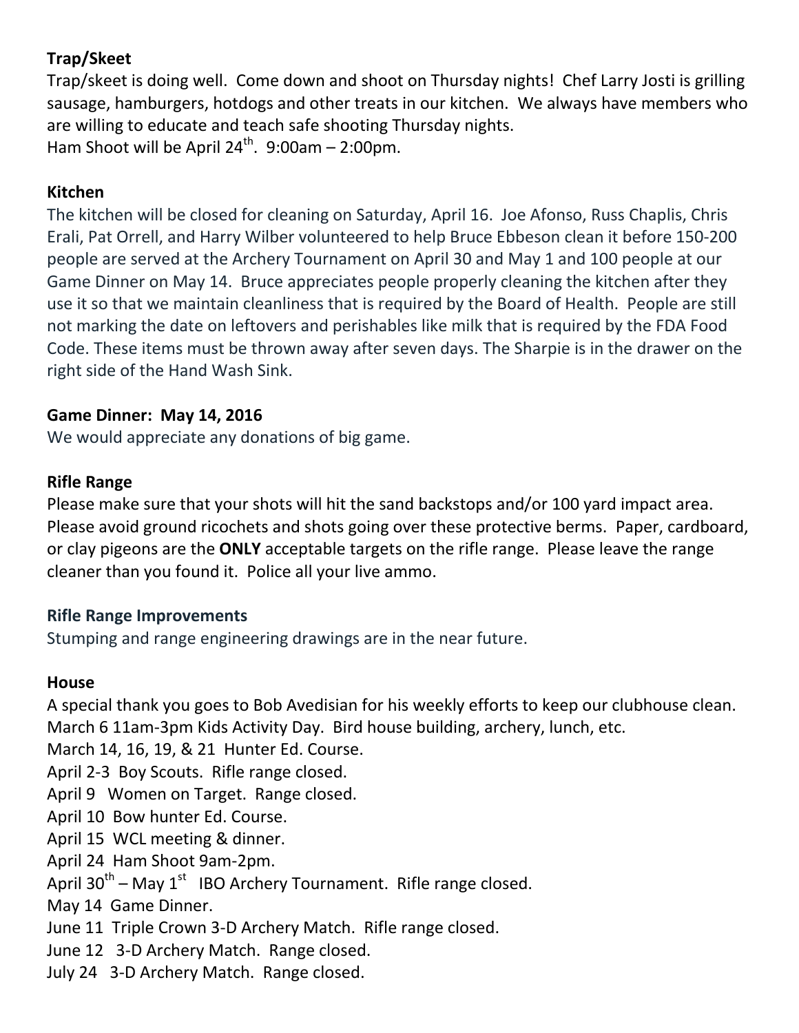**Trap/Skeet**

Trap/skeet is doing well. Come down and shoot on Thursday nights! Chef Larry Josti is grilling sausage, hamburgers, hotdogs and other treats in our kitchen. We always have members who are willing to educate and teach safe shooting Thursday nights.
Ham Shoot will be April 24th. 9:00am – 2:00pm.

**Kitchen**

The kitchen will be closed for cleaning on Saturday, April 16. Joe Afonso, Russ Chaplis, Chris Erali, Pat Orrell, and Harry Wilber volunteered to help Bruce Ebbeson clean it before 150-200 people are served at the Archery Tournament on April 30 and May 1 and 100 people at our Game Dinner on May 14. Bruce appreciates people properly cleaning the kitchen after they use it so that we maintain cleanliness that is required by the Board of Health. People are still not marking the date on leftovers and perishables like milk that is required by the FDA Food Code. These items must be thrown away after seven days. The Sharpie is in the drawer on the right side of the Hand Wash Sink.

**Game Dinner: May 14, 2016**

We would appreciate any donations of big game.

**Rifle Range**

Please make sure that your shots will hit the sand backstops and/or 100 yard impact area. Please avoid ground ricochets and shots going over these protective berms. Paper, cardboard, or clay pigeons are the **ONLY** acceptable targets on the rifle range. Please leave the range cleaner than you found it. Police all your live ammo.

**Rifle Range Improvements**

Stumping and range engineering drawings are in the near future.

**House**

A special thank you goes to Bob Avedisian for his weekly efforts to keep our clubhouse clean.
March 6 11am-3pm Kids Activity Day. Bird house building, archery, lunch, etc.
March 14, 16, 19, & 21 Hunter Ed. Course.
April 2-3 Boy Scouts. Rifle range closed.
April 9 Women on Target. Range closed.
April 10 Bow hunter Ed. Course.
April 15 WCL meeting & dinner.
April 24 Ham Shoot 9am-2pm.
April 30th – May 1st IBO Archery Tournament. Rifle range closed.
May 14 Game Dinner.
June 11 Triple Crown 3-D Archery Match. Rifle range closed.
June 12 3-D Archery Match. Range closed.
July 24 3-D Archery Match. Range closed.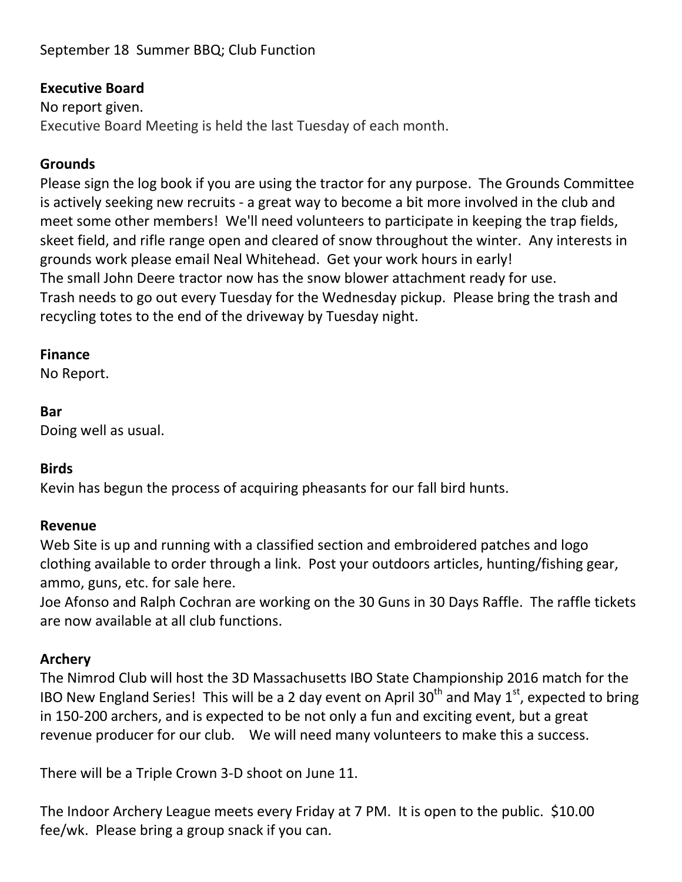September 18 Summer BBQ; Club Function

**Executive Board**

No report given.

Executive Board Meeting is held the last Tuesday of each month.

**Grounds**

Please sign the log book if you are using the tractor for any purpose. The Grounds Committee is actively seeking new recruits - a great way to become a bit more involved in the club and meet some other members! We'll need volunteers to participate in keeping the trap fields, skeet field, and rifle range open and cleared of snow throughout the winter. Any interests in grounds work please email Neal Whitehead. Get your work hours in early!

The small John Deere tractor now has the snow blower attachment ready for use.

Trash needs to go out every Tuesday for the Wednesday pickup. Please bring the trash and recycling totes to the end of the driveway by Tuesday night.

**Finance**

No Report.

**Bar**

Doing well as usual.

**Birds**

Kevin has begun the process of acquiring pheasants for our fall bird hunts.

**Revenue**

Web Site is up and running with a classified section and embroidered patches and logo clothing available to order through a link. Post your outdoors articles, hunting/fishing gear, ammo, guns, etc. for sale here.

Joe Afonso and Ralph Cochran are working on the 30 Guns in 30 Days Raffle. The raffle tickets are now available at all club functions.

**Archery**

The Nimrod Club will host the 3D Massachusetts IBO State Championship 2016 match for the IBO New England Series! This will be a 2 day event on April 30th and May 1st, expected to bring in 150-200 archers, and is expected to be not only a fun and exciting event, but a great revenue producer for our club. We will need many volunteers to make this a success.

There will be a Triple Crown 3-D shoot on June 11.

The Indoor Archery League meets every Friday at 7 PM. It is open to the public. $10.00 fee/wk. Please bring a group snack if you can.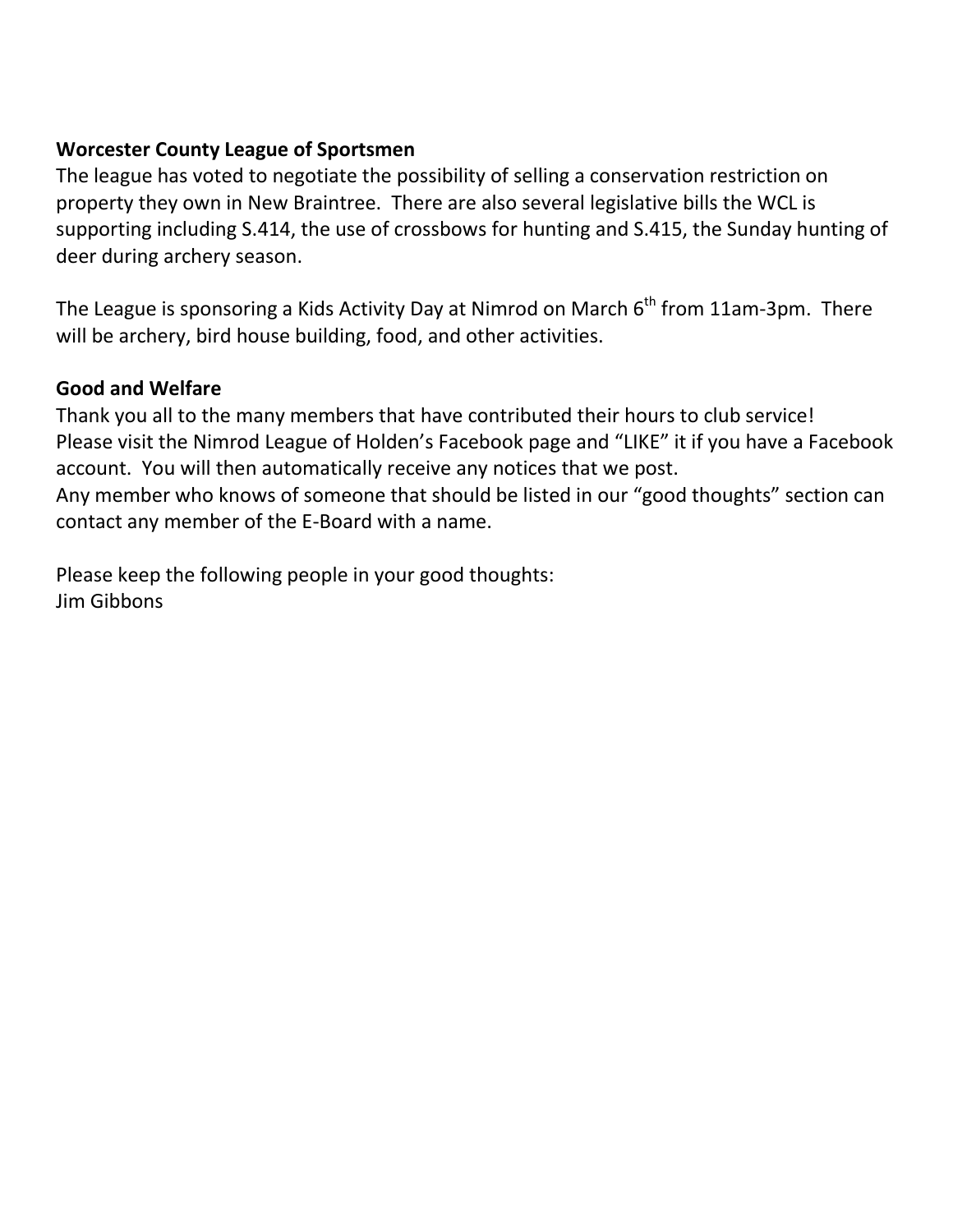**Worcester County League of Sportsmen**

The league has voted to negotiate the possibility of selling a conservation restriction on property they own in New Braintree. There are also several legislative bills the WCL is supporting including S.414, the use of crossbows for hunting and S.415, the Sunday hunting of deer during archery season.

The League is sponsoring a Kids Activity Day at Nimrod on March 6th from 11am-3pm. There will be archery, bird house building, food, and other activities.

**Good and Welfare**

Thank you all to the many members that have contributed their hours to club service!
Please visit the Nimrod League of Holden's Facebook page and "LIKE" it if you have a Facebook account. You will then automatically receive any notices that we post.
Any member who knows of someone that should be listed in our "good thoughts" section can contact any member of the E-Board with a name.

Please keep the following people in your good thoughts:
Jim Gibbons